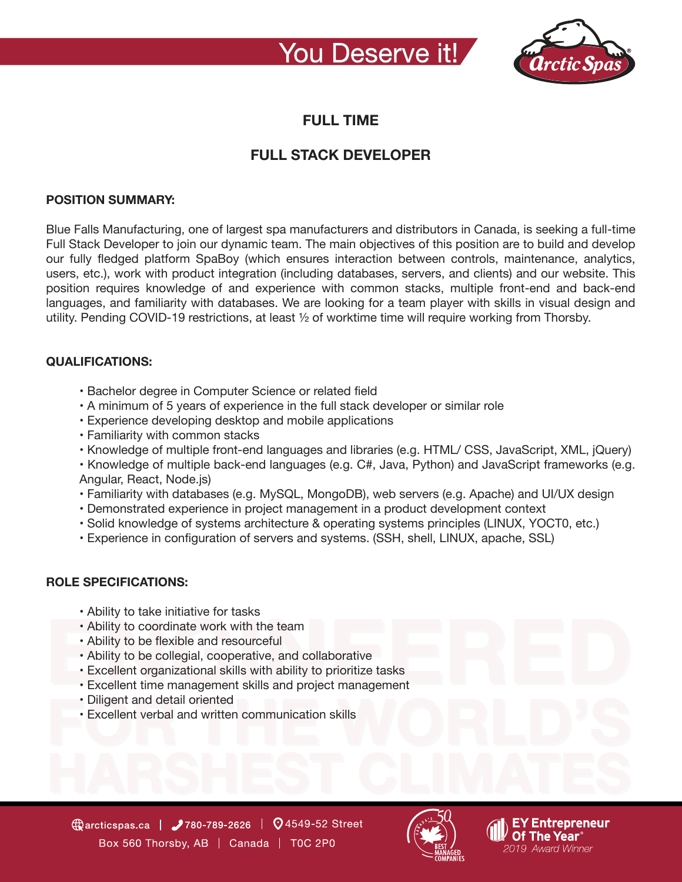You Deserve it!

## FULL TIME

## FULL STACK DEVELOPER

### POSITION SUMMARY:

Blue Falls Manufacturing, one of largest spa manufacturers and distributors in Canada, is seeking a full-time Full Stack Developer to join our dynamic team. The main objectives of this position are to build and develop our fully fledged platform SpaBoy (which ensures interaction between controls, maintenance, analytics, users, etc.), work with product integration (including databases, servers, and clients) and our website. This position requires knowledge of and experience with common stacks, multiple front-end and back-end languages, and familiarity with databases. We are looking for a team player with skills in visual design and utility. Pending COVID-19 restrictions, at least ½ of worktime time will require working from Thorsby.

### QUALIFICATIONS:

- Bachelor degree in Computer Science or related field
- A minimum of 5 years of experience in the full stack developer or similar role
- Experience developing desktop and mobile applications
- Familiarity with common stacks
- Knowledge of multiple front-end languages and libraries (e.g. HTML/ CSS, JavaScript, XML, jQuery)
- Knowledge of multiple back-end languages (e.g. C#, Java, Python) and JavaScript frameworks (e.g. Angular, React, Node.js)
- Familiarity with databases (e.g. MySQL, MongoDB), web servers (e.g. Apache) and UI/UX design
- Demonstrated experience in project management in a product development context
- Solid knowledge of systems architecture & operating systems principles (LINUX, YOCT0, etc.)
- Experience in configuration of servers and systems. (SSH, shell, LINUX, apache, SSL)

### ROLE SPECIFICATIONS:

- Ability to take initiative for tasks
- Ability to coordinate work with the team
- Ability to be flexible and resourceful
- Ability to be collegial, cooperative, and collaborative
- Excellent organizational skills with ability to prioritize tasks
- Excellent time management skills and project management
- Diligent and detail oriented
- Excellent verbal and written communication skills

ENGINEERED FOR THE WORLD'S HARSHEST CLIMATES

arcticspas.ca | 780-789-2626 | 4549-52 Street
Box 560 Thorsby, AB | Canada | T0C 2P0

Canada's Best Managed Companies

EY Entrepreneur Of The Year® 2019 Award Winner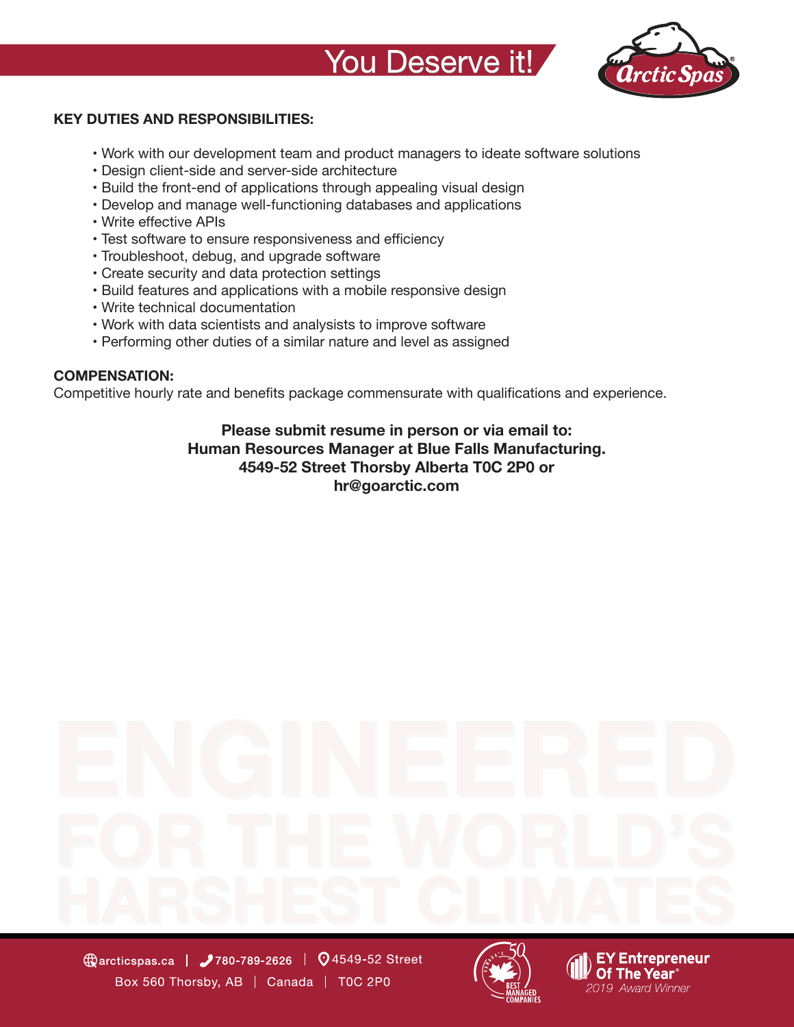## KEY DUTIES AND RESPONSIBILITIES:

- Work with our development team and product managers to ideate software solutions
- Design client-side and server-side architecture
- Build the front-end of applications through appealing visual design
- Develop and manage well-functioning databases and applications
- Write effective APIs
- Test software to ensure responsiveness and efficiency
- Troubleshoot, debug, and upgrade software
- Create security and data protection settings
- Build features and applications with a mobile responsive design
- Write technical documentation
- Work with data scientists and analysists to improve software
- Performing other duties of a similar nature and level as assigned

## COMPENSATION:

Competitive hourly rate and benefits package commensurate with qualifications and experience.

**Please submit resume in person or via email to:**
**Human Resources Manager at Blue Falls Manufacturing.**
**4549-52 Street Thorsby Alberta T0C 2P0 or**
**hr@goarctic.com**